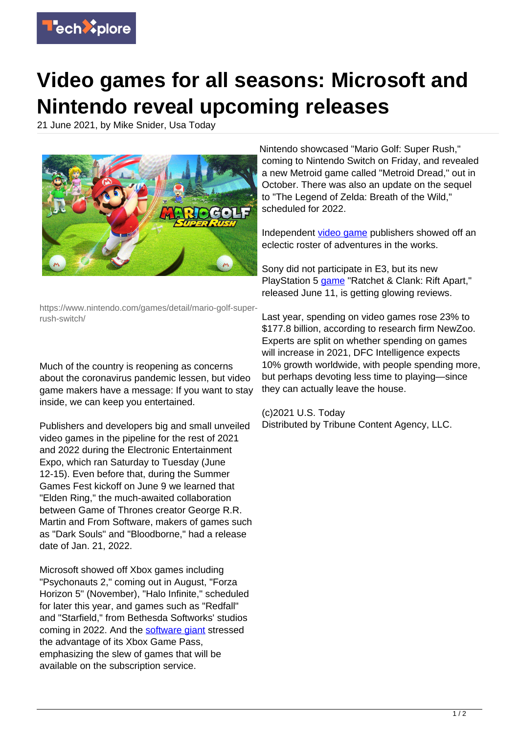# Video games for all seasons: Microsoft and Nintendo reveal upcoming releases

21 June 2021, by Mike Snider, Usa Today

https://www.nintendo.com/games/detail/mario-golf-super-rush-switch/

Much of the country is reopening as concerns about the coronavirus pandemic lessen, but video game makers have a message: If you want to stay inside, we can keep you entertained.

Publishers and developers big and small unveiled video games in the pipeline for the rest of 2021 and 2022 during the Electronic Entertainment Expo, which ran Saturday to Tuesday (June 12-15). Even before that, during the Summer Games Fest kickoff on June 9 we learned that "Elden Ring," the much-awaited collaboration between Game of Thrones creator George R.R. Martin and From Software, makers of games such as "Dark Souls" and "Bloodborne," had a release date of Jan. 21, 2022.

Microsoft showed off Xbox games including "Psychonauts 2," coming out in August, "Forza Horizon 5" (November), "Halo Infinite," scheduled for later this year, and games such as "Redfall" and "Starfield," from Bethesda Softworks' studios coming in 2022. And the software giant stressed the advantage of its Xbox Game Pass, emphasizing the slew of games that will be available on the subscription service.

Nintendo showcased "Mario Golf: Super Rush," coming to Nintendo Switch on Friday, and revealed a new Metroid game called "Metroid Dread," out in October. There was also an update on the sequel to "The Legend of Zelda: Breath of the Wild," scheduled for 2022.

Independent video game publishers showed off an eclectic roster of adventures in the works.

Sony did not participate in E3, but its new PlayStation 5 game "Ratchet & Clank: Rift Apart," released June 11, is getting glowing reviews.

Last year, spending on video games rose 23% to $177.8 billion, according to research firm NewZoo. Experts are split on whether spending on games will increase in 2021, DFC Intelligence expects 10% growth worldwide, with people spending more, but perhaps devoting less time to playing—since they can actually leave the house.

(c)2021 U.S. Today
Distributed by Tribune Content Agency, LLC.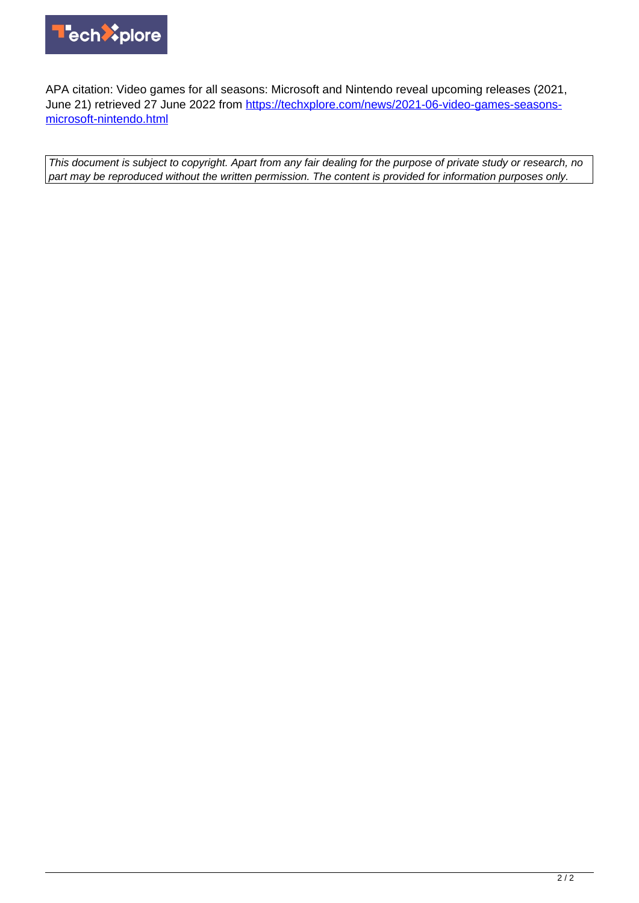APA citation: Video games for all seasons: Microsoft and Nintendo reveal upcoming releases (2021, June 21) retrieved 27 June 2022 from https://techxplore.com/news/2021-06-video-games-seasons-microsoft-nintendo.html

*This document is subject to copyright. Apart from any fair dealing for the purpose of private study or research, no part may be reproduced without the written permission. The content is provided for information purposes only.*